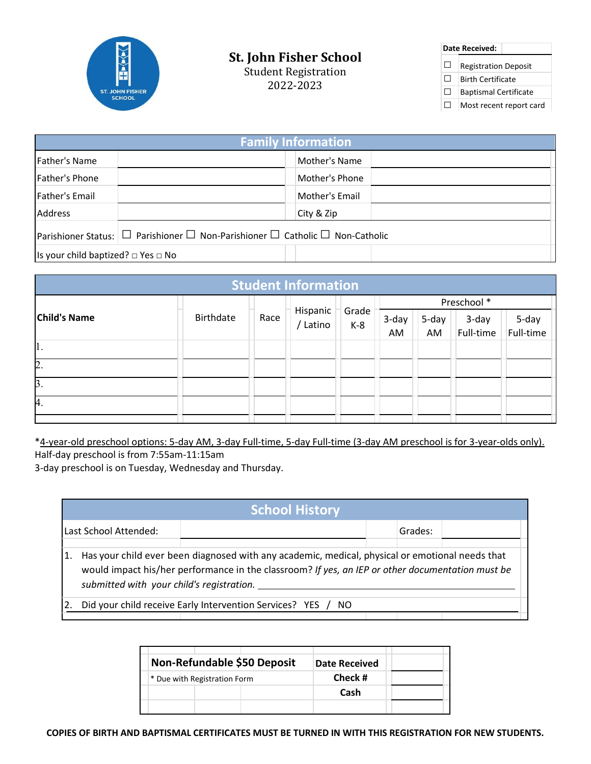# St. John Fisher School

Student Registration

2022-2023

| Date Received: | |
|---|---|
| ☐ | Registration Deposit |
| ☐ | Birth Certificate |
| ☐ | Baptismal Certificate |
| ☐ | Most recent report card |

## Family Information

| | | | |
|---|---|---|---|
| Father's Name | | Mother's Name | |
| Father's Phone | | Mother's Phone | |
| Father's Email | | Mother's Email | |
| Address | | City & Zip | |

Parishioner Status: ☐ Parishioner ☐ Non-Parishioner ☐ Catholic ☐ Non-Catholic

Is your child baptized? ☐ Yes ☐ No

## Student Information

| Child's Name | Birthdate | Race | Hispanic / Latino | Grade K-8 | Preschool * | | | |
|---|---|---|---|---|---|---|---|---|
| | | | | | 3-day AM | 5-day AM | 3-day Full-time | 5-day Full-time |
| 1. | | | | | | | | |
| 2. | | | | | | | | |
| 3. | | | | | | | | |
| 4. | | | | | | | | |

*4-year-old preschool options: 5-day AM, 3-day Full-time, 5-day Full-time (3-day AM preschool is for 3-year-olds only).
Half-day preschool is from 7:55am-11:15am
3-day preschool is on Tuesday, Wednesday and Thursday.

## School History

Last School Attended: ____________________ Grades: __________

1. Has your child ever been diagnosed with any academic, medical, physical or emotional needs that would impact his/her performance in the classroom? *If yes, an IEP or other documentation must be submitted with your child's registration.* ____________________

2. Did your child receive Early Intervention Services? YES / NO

| **Non-Refundable $50 Deposit** | **Date Received** | |
|---|---|---|
| * Due with Registration Form | **Check #** | |
| | **Cash** | |

**COPIES OF BIRTH AND BAPTISMAL CERTIFICATES MUST BE TURNED IN WITH THIS REGISTRATION FOR NEW STUDENTS.**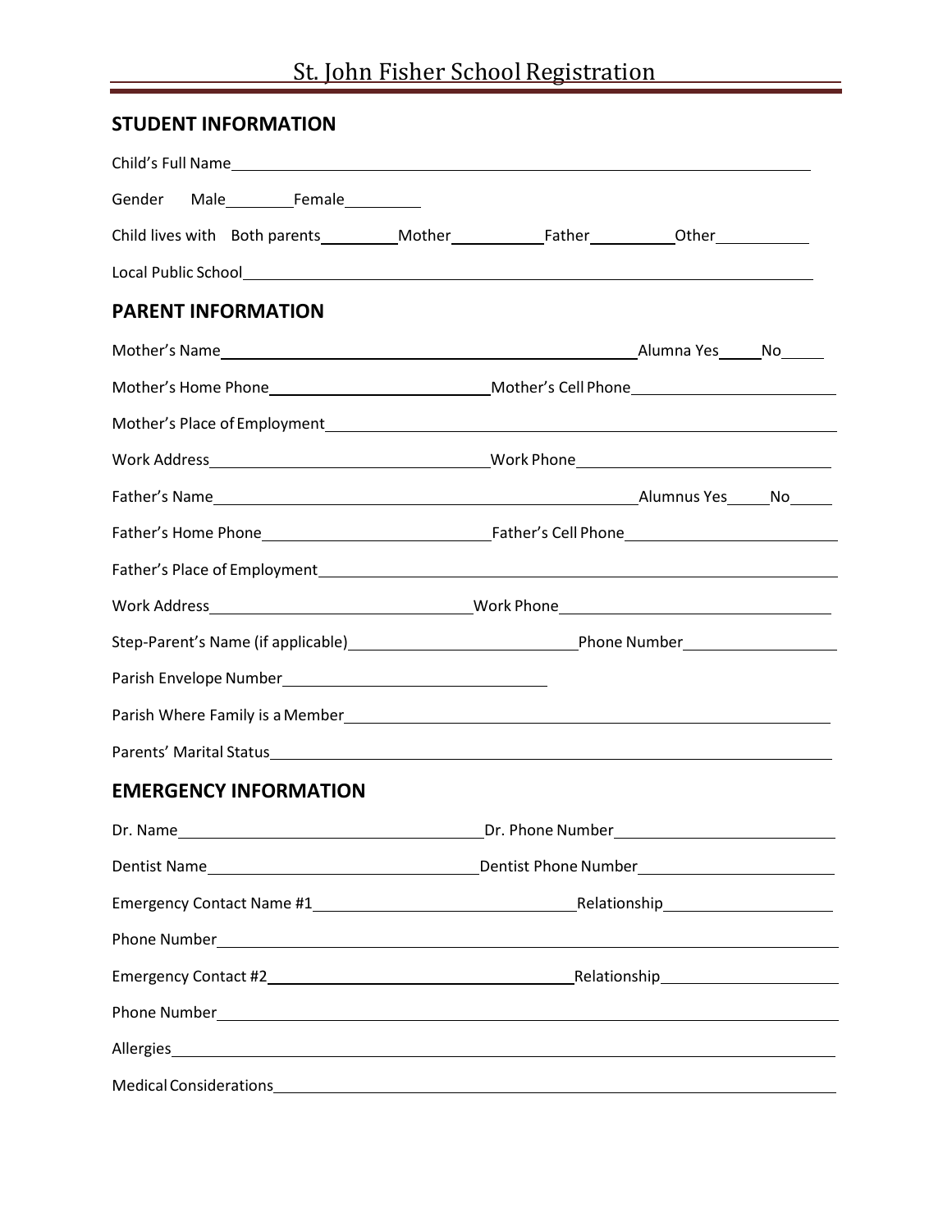# St. John Fisher School Registration

## STUDENT INFORMATION

Child's Full Name\_\_\_\_\_\_\_\_\_\_\_\_\_\_\_\_\_\_\_\_\_\_\_\_\_\_\_\_\_\_\_\_\_\_\_\_\_\_\_\_\_\_\_\_\_\_\_\_

Gender Male\_\_\_\_\_\_\_\_Female\_\_\_\_\_\_\_\_

Child lives with Both parents\_\_\_\_\_\_\_\_Mother\_\_\_\_\_\_\_\_Father\_\_\_\_\_\_\_\_Other\_\_\_\_\_\_\_\_

Local Public School\_\_\_\_\_\_\_\_\_\_\_\_\_\_\_\_\_\_\_\_\_\_\_\_\_\_\_\_\_\_\_\_\_\_\_\_\_\_\_\_\_\_\_\_\_\_\_\_

## PARENT INFORMATION

Mother's Name\_\_\_\_\_\_\_\_\_\_\_\_\_\_\_\_\_\_\_\_\_\_\_\_\_\_\_\_\_\_\_\_Alumna Yes\_\_\_\_\_No\_\_\_\_\_

Mother's Home Phone\_\_\_\_\_\_\_\_\_\_\_\_\_\_\_\_\_\_\_\_Mother's Cell Phone\_\_\_\_\_\_\_\_\_\_\_\_\_\_\_\_\_\_\_\_

Mother's Place of Employment\_\_\_\_\_\_\_\_\_\_\_\_\_\_\_\_\_\_\_\_\_\_\_\_\_\_\_\_\_\_\_\_\_\_\_\_\_\_\_\_

Work Address\_\_\_\_\_\_\_\_\_\_\_\_\_\_\_\_\_\_\_\_\_\_\_\_Work Phone\_\_\_\_\_\_\_\_\_\_\_\_\_\_\_\_\_\_\_\_\_\_\_\_

Father's Name\_\_\_\_\_\_\_\_\_\_\_\_\_\_\_\_\_\_\_\_\_\_\_\_\_\_\_\_\_\_\_\_Alumnus Yes\_\_\_\_\_No\_\_\_\_\_

Father's Home Phone\_\_\_\_\_\_\_\_\_\_\_\_\_\_\_\_\_\_\_\_Father's Cell Phone\_\_\_\_\_\_\_\_\_\_\_\_\_\_\_\_\_\_\_\_

Father's Place of Employment\_\_\_\_\_\_\_\_\_\_\_\_\_\_\_\_\_\_\_\_\_\_\_\_\_\_\_\_\_\_\_\_\_\_\_\_\_\_\_\_

Work Address\_\_\_\_\_\_\_\_\_\_\_\_\_\_\_\_\_\_\_\_\_\_\_\_Work Phone\_\_\_\_\_\_\_\_\_\_\_\_\_\_\_\_\_\_\_\_\_\_\_\_

Step-Parent's Name (if applicable)\_\_\_\_\_\_\_\_\_\_\_\_\_\_\_\_\_\_\_\_Phone Number\_\_\_\_\_\_\_\_\_\_\_\_\_\_\_\_

Parish Envelope Number\_\_\_\_\_\_\_\_\_\_\_\_\_\_\_\_\_\_\_\_\_\_\_\_

Parish Where Family is a Member\_\_\_\_\_\_\_\_\_\_\_\_\_\_\_\_\_\_\_\_\_\_\_\_\_\_\_\_\_\_\_\_\_\_\_\_\_\_\_\_

Parents' Marital Status\_\_\_\_\_\_\_\_\_\_\_\_\_\_\_\_\_\_\_\_\_\_\_\_\_\_\_\_\_\_\_\_\_\_\_\_\_\_\_\_\_\_\_\_

## EMERGENCY INFORMATION

Dr. Name\_\_\_\_\_\_\_\_\_\_\_\_\_\_\_\_\_\_\_\_\_\_\_\_\_\_\_\_Dr. Phone Number\_\_\_\_\_\_\_\_\_\_\_\_\_\_\_\_\_\_\_\_

Dentist Name\_\_\_\_\_\_\_\_\_\_\_\_\_\_\_\_\_\_\_\_\_\_\_\_Dentist Phone Number\_\_\_\_\_\_\_\_\_\_\_\_\_\_\_\_\_\_\_\_

Emergency Contact Name #1\_\_\_\_\_\_\_\_\_\_\_\_\_\_\_\_\_\_\_\_\_\_\_\_Relationship\_\_\_\_\_\_\_\_\_\_\_\_\_\_\_\_

Phone Number\_\_\_\_\_\_\_\_\_\_\_\_\_\_\_\_\_\_\_\_\_\_\_\_\_\_\_\_\_\_\_\_\_\_\_\_\_\_\_\_\_\_\_\_\_\_\_\_

Emergency Contact #2\_\_\_\_\_\_\_\_\_\_\_\_\_\_\_\_\_\_\_\_\_\_\_\_\_\_\_\_Relationship\_\_\_\_\_\_\_\_\_\_\_\_\_\_\_\_

Phone Number\_\_\_\_\_\_\_\_\_\_\_\_\_\_\_\_\_\_\_\_\_\_\_\_\_\_\_\_\_\_\_\_\_\_\_\_\_\_\_\_\_\_\_\_\_\_\_\_

Allergies\_\_\_\_\_\_\_\_\_\_\_\_\_\_\_\_\_\_\_\_\_\_\_\_\_\_\_\_\_\_\_\_\_\_\_\_\_\_\_\_\_\_\_\_\_\_\_\_\_\_\_\_

Medical Considerations\_\_\_\_\_\_\_\_\_\_\_\_\_\_\_\_\_\_\_\_\_\_\_\_\_\_\_\_\_\_\_\_\_\_\_\_\_\_\_\_\_\_\_\_